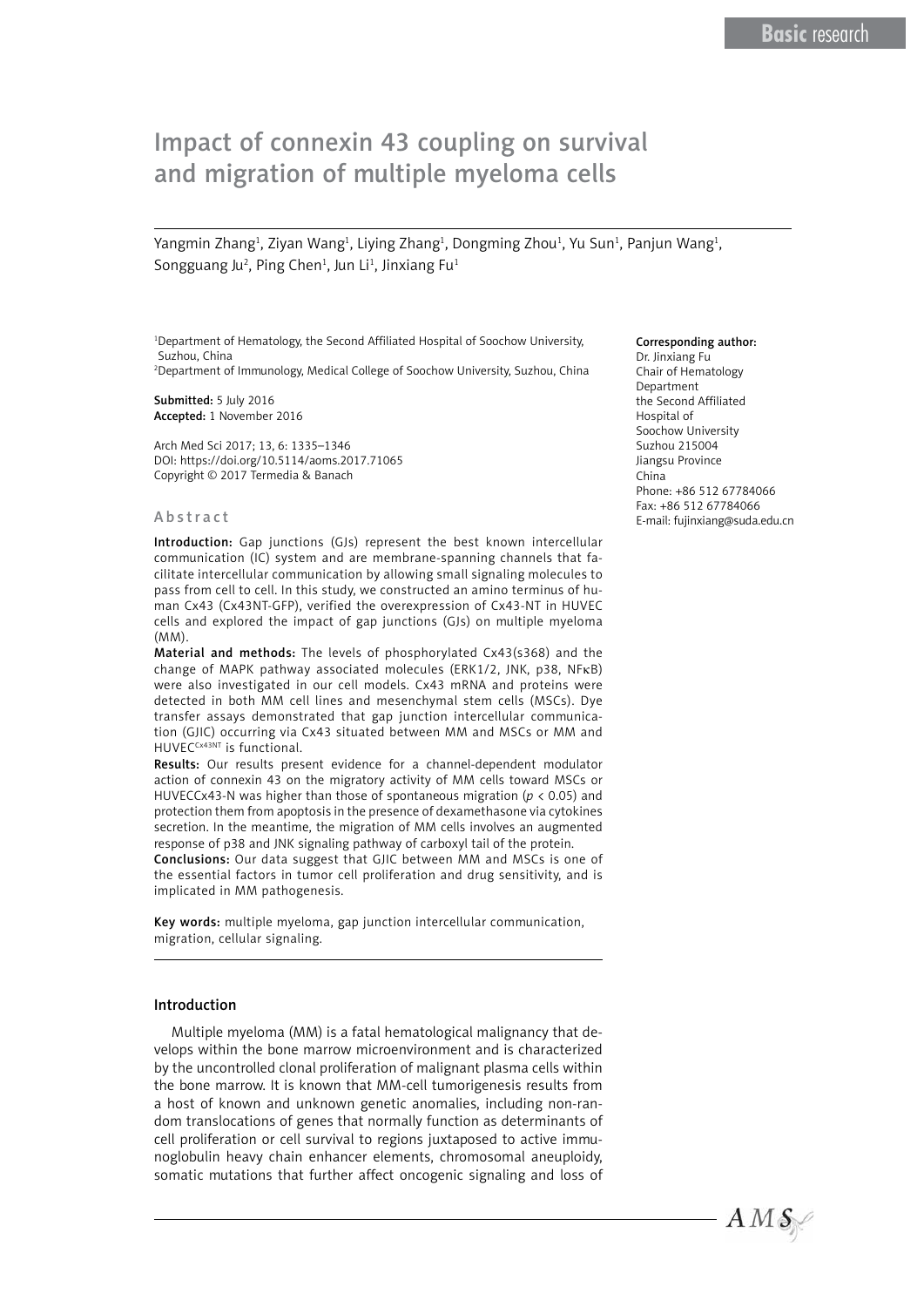Basic research

# Impact of connexin 43 coupling on survival and migration of multiple myeloma cells

Yangmin Zhang[1], Ziyan Wang[1], Liying Zhang[1], Dongming Zhou[1], Yu Sun[1], Panjun Wang[1], Songguang Ju[2], Ping Chen[1], Jun Li[1], Jinxiang Fu[1]

[1]Department of Hematology, the Second Affiliated Hospital of Soochow University, Suzhou, China
[2]Department of Immunology, Medical College of Soochow University, Suzhou, China

**Submitted:** 5 July 2016
**Accepted:** 1 November 2016

Arch Med Sci 2017; 13, 6: 1335–1346
DOI: https://doi.org/10.5114/aoms.2017.71065
Copyright © 2017 Termedia & Banach

**Corresponding author:**
Dr. Jinxiang Fu
Chair of Hematology Department
the Second Affiliated Hospital of Soochow University
Suzhou 215004
Jiangsu Province
China
Phone: +86 512 67784066
Fax: +86 512 67784066
E-mail: fujinxiang@suda.edu.cn

## Abstract

**Introduction:** Gap junctions (GJs) represent the best known intercellular communication (IC) system and are membrane-spanning channels that facilitate intercellular communication by allowing small signaling molecules to pass from cell to cell. In this study, we constructed an amino terminus of human Cx43 (Cx43NT-GFP), verified the overexpression of Cx43-NT in HUVEC cells and explored the impact of gap junctions (GJs) on multiple myeloma (MM).

**Material and methods:** The levels of phosphorylated Cx43(s368) and the change of MAPK pathway associated molecules (ERK1/2, JNK, p38, NFκB) were also investigated in our cell models. Cx43 mRNA and proteins were detected in both MM cell lines and mesenchymal stem cells (MSCs). Dye transfer assays demonstrated that gap junction intercellular communication (GJIC) occurring via Cx43 situated between MM and MSCs or MM and HUVEC$^{Cx43NT}$ is functional.

**Results:** Our results present evidence for a channel-dependent modulator action of connexin 43 on the migratory activity of MM cells toward MSCs or HUVECCx43-N was higher than those of spontaneous migration ($p < 0.05$) and protection them from apoptosis in the presence of dexamethasone via cytokines secretion. In the meantime, the migration of MM cells involves an augmented response of p38 and JNK signaling pathway of carboxyl tail of the protein.

**Conclusions:** Our data suggest that GJIC between MM and MSCs is one of the essential factors in tumor cell proliferation and drug sensitivity, and is implicated in MM pathogenesis.

**Key words:** multiple myeloma, gap junction intercellular communication, migration, cellular signaling.

## Introduction

Multiple myeloma (MM) is a fatal hematological malignancy that develops within the bone marrow microenvironment and is characterized by the uncontrolled clonal proliferation of malignant plasma cells within the bone marrow. It is known that MM-cell tumorigenesis results from a host of known and unknown genetic anomalies, including non-random translocations of genes that normally function as determinants of cell proliferation or cell survival to regions juxtaposed to active immunoglobulin heavy chain enhancer elements, chromosomal aneuploidy, somatic mutations that further affect oncogenic signaling and loss of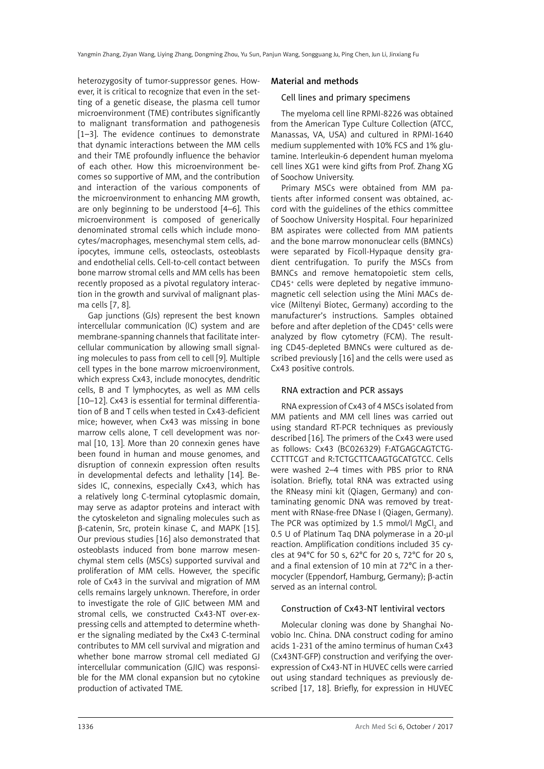heterozygosity of tumor-suppressor genes. However, it is critical to recognize that even in the setting of a genetic disease, the plasma cell tumor microenvironment (TME) contributes significantly to malignant transformation and pathogenesis [1–3]. The evidence continues to demonstrate that dynamic interactions between the MM cells and their TME profoundly influence the behavior of each other. How this microenvironment becomes so supportive of MM, and the contribution and interaction of the various components of the microenvironment to enhancing MM growth, are only beginning to be understood [4–6]. This microenvironment is composed of generically denominated stromal cells which include monocytes/macrophages, mesenchymal stem cells, adipocytes, immune cells, osteoclasts, osteoblasts and endothelial cells. Cell-to-cell contact between bone marrow stromal cells and MM cells has been recently proposed as a pivotal regulatory interaction in the growth and survival of malignant plasma cells [7, 8].

Gap junctions (GJs) represent the best known intercellular communication (IC) system and are membrane-spanning channels that facilitate intercellular communication by allowing small signaling molecules to pass from cell to cell [9]. Multiple cell types in the bone marrow microenvironment, which express Cx43, include monocytes, dendritic cells, B and T lymphocytes, as well as MM cells [10–12]. Cx43 is essential for terminal differentiation of B and T cells when tested in Cx43-deficient mice; however, when Cx43 was missing in bone marrow cells alone, T cell development was normal [10, 13]. More than 20 connexin genes have been found in human and mouse genomes, and disruption of connexin expression often results in developmental defects and lethality [14]. Besides IC, connexins, especially Cx43, which has a relatively long C-terminal cytoplasmic domain, may serve as adaptor proteins and interact with the cytoskeleton and signaling molecules such as β-catenin, Src, protein kinase C, and MAPK [15]. Our previous studies [16] also demonstrated that osteoblasts induced from bone marrow mesenchymal stem cells (MSCs) supported survival and proliferation of MM cells. However, the specific role of Cx43 in the survival and migration of MM cells remains largely unknown. Therefore, in order to investigate the role of GJIC between MM and stromal cells, we constructed Cx43-NT over-expressing cells and attempted to determine whether the signaling mediated by the Cx43 C-terminal contributes to MM cell survival and migration and whether bone marrow stromal cell mediated GJ intercellular communication (GJIC) was responsible for the MM clonal expansion but no cytokine production of activated TME.

## Material and methods

### Cell lines and primary specimens

The myeloma cell line RPMI-8226 was obtained from the American Type Culture Collection (ATCC, Manassas, VA, USA) and cultured in RPMI-1640 medium supplemented with 10% FCS and 1% glutamine. Interleukin-6 dependent human myeloma cell lines XG1 were kind gifts from Prof. Zhang XG of Soochow University.

Primary MSCs were obtained from MM patients after informed consent was obtained, accord with the guidelines of the ethics committee of Soochow University Hospital. Four heparinized BM aspirates were collected from MM patients and the bone marrow mononuclear cells (BMNCs) were separated by Ficoll-Hypaque density gradient centrifugation. To purify the MSCs from BMNCs and remove hematopoietic stem cells, $CD45^+$ cells were depleted by negative immunomagnetic cell selection using the Mini MACs device (Miltenyi Biotec, Germany) according to the manufacturer's instructions. Samples obtained before and after depletion of the $CD45^+$ cells were analyzed by flow cytometry (FCM). The resulting CD45-depleted BMNCs were cultured as described previously [16] and the cells were used as Cx43 positive controls.

### RNA extraction and PCR assays

RNA expression of Cx43 of 4 MSCs isolated from MM patients and MM cell lines was carried out using standard RT-PCR techniques as previously described [16]. The primers of the Cx43 were used as follows: Cx43 (BC026329) F:ATGAGCAGTCTG-CCTTTCGT and R:TCTGCTTCAAGTGCATGTCC. Cells were washed 2–4 times with PBS prior to RNA isolation. Briefly, total RNA was extracted using the RNeasy mini kit (Qiagen, Germany) and contaminating genomic DNA was removed by treatment with RNase-free DNase I (Qiagen, Germany). The PCR was optimized by 1.5 mmol/l $MgCl_2$ and 0.5 U of Platinum Taq DNA polymerase in a 20-µl reaction. Amplification conditions included 35 cycles at 94°C for 50 s, 62°C for 20 s, 72°C for 20 s, and a final extension of 10 min at 72°C in a thermocycler (Eppendorf, Hamburg, Germany); β-actin served as an internal control.

### Construction of Cx43-NT lentiviral vectors

Molecular cloning was done by Shanghai Novobio Inc. China. DNA construct coding for amino acids 1-231 of the amino terminus of human Cx43 (Cx43NT-GFP) construction and verifying the over-expression of Cx43-NT in HUVEC cells were carried out using standard techniques as previously described [17, 18]. Briefly, for expression in HUVEC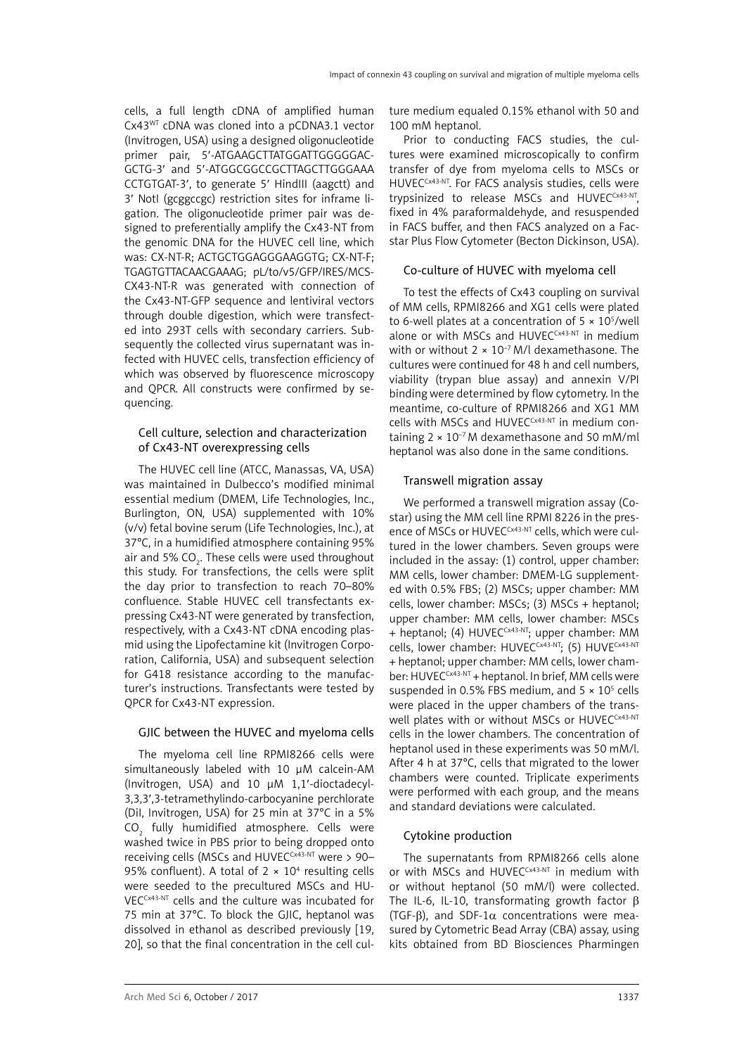cells, a full length cDNA of amplified human Cx43$^{WT}$ cDNA was cloned into a pCDNA3.1 vector (Invitrogen, USA) using a designed oligonucleotide primer pair, 5'-ATGAAGCTTATGGATTGGGGGACGCTG-3' and 5'-ATGGCGGCCGCTTAGCTTGGGAAACCTGTGAT-3', to generate 5' HindIII (aagctt) and 3' NotI (gcggccgc) restriction sites for inframe ligation. The oligonucleotide primer pair was designed to preferentially amplify the Cx43-NT from the genomic DNA for the HUVEC cell line, which was: CX-NT-R; ACTGCTGGAGGGAAGGTG; CX-NT-F; TGAGTGTTACAACGAAAG; pL/to/v5/GFP/IRES/MCS-CX43-NT-R was generated with connection of the Cx43-NT-GFP sequence and lentiviral vectors through double digestion, which were transfected into 293T cells with secondary carriers. Subsequently the collected virus supernatant was infected with HUVEC cells, transfection efficiency of which was observed by fluorescence microscopy and QPCR. All constructs were confirmed by sequencing.

### Cell culture, selection and characterization of Cx43-NT overexpressing cells

The HUVEC cell line (ATCC, Manassas, VA, USA) was maintained in Dulbecco's modified minimal essential medium (DMEM, Life Technologies, Inc., Burlington, ON, USA) supplemented with 10% (v/v) fetal bovine serum (Life Technologies, Inc.), at 37°C, in a humidified atmosphere containing 95% air and 5% $CO_2$. These cells were used throughout this study. For transfections, the cells were split the day prior to transfection to reach 70–80% confluence. Stable HUVEC cell transfectants expressing Cx43-NT were generated by transfection, respectively, with a Cx43-NT cDNA encoding plasmid using the Lipofectamine kit (Invitrogen Corporation, California, USA) and subsequent selection for G418 resistance according to the manufacturer's instructions. Transfectants were tested by QPCR for Cx43-NT expression.

### GJIC between the HUVEC and myeloma cells

The myeloma cell line RPMI8266 cells were simultaneously labeled with 10 µM calcein-AM (Invitrogen, USA) and 10 µM 1,1'-dioctadecyl-3,3,3',3-tetramethylindo-carbocyanine perchlorate (DiI, Invitrogen, USA) for 25 min at 37°C in a 5% $CO_2$ fully humidified atmosphere. Cells were washed twice in PBS prior to being dropped onto receiving cells (MSCs and HUVEC$^{Cx43\text{-}NT}$ were > 90–95% confluent). A total of $2 \times 10^4$ resulting cells were seeded to the precultured MSCs and HUVEC$^{Cx43\text{-}NT}$ cells and the culture was incubated for 75 min at 37°C. To block the GJIC, heptanol was dissolved in ethanol as described previously [19, 20], so that the final concentration in the cell culture medium equaled 0.15% ethanol with 50 and 100 mM heptanol.

Prior to conducting FACS studies, the cultures were examined microscopically to confirm transfer of dye from myeloma cells to MSCs or HUVEC$^{Cx43\text{-}NT}$. For FACS analysis studies, cells were trypsinized to release MSCs and HUVEC$^{Cx43\text{-}NT}$, fixed in 4% paraformaldehyde, and resuspended in FACS buffer, and then FACS analyzed on a Facstar Plus Flow Cytometer (Becton Dickinson, USA).

### Co-culture of HUVEC with myeloma cell

To test the effects of Cx43 coupling on survival of MM cells, RPMI8266 and XG1 cells were plated to 6-well plates at a concentration of $5 \times 10^5$/well alone or with MSCs and HUVEC$^{Cx43\text{-}NT}$ in medium with or without $2 \times 10^{-7}$ M/l dexamethasone. The cultures were continued for 48 h and cell numbers, viability (trypan blue assay) and annexin V/PI binding were determined by flow cytometry. In the meantime, co-culture of RPMI8266 and XG1 MM cells with MSCs and HUVEC$^{Cx43\text{-}NT}$ in medium containing $2 \times 10^{-7}$ M dexamethasone and 50 mM/ml heptanol was also done in the same conditions.

### Transwell migration assay

We performed a transwell migration assay (Costar) using the MM cell line RPMI 8226 in the presence of MSCs or HUVEC$^{Cx43\text{-}NT}$ cells, which were cultured in the lower chambers. Seven groups were included in the assay: (1) control, upper chamber: MM cells, lower chamber: DMEM-LG supplemented with 0.5% FBS; (2) MSCs; upper chamber: MM cells, lower chamber: MSCs; (3) MSCs + heptanol; upper chamber: MM cells, lower chamber: MSCs + heptanol; (4) HUVEC$^{Cx43\text{-}NT}$; upper chamber: MM cells, lower chamber: HUVEC$^{Cx43\text{-}NT}$; (5) HUVE$^{Cx43\text{-}NT}$ + heptanol; upper chamber: MM cells, lower chamber: HUVEC$^{Cx43\text{-}NT}$ + heptanol. In brief, MM cells were suspended in 0.5% FBS medium, and $5 \times 10^5$ cells were placed in the upper chambers of the transwell plates with or without MSCs or HUVEC$^{Cx43\text{-}NT}$ cells in the lower chambers. The concentration of heptanol used in these experiments was 50 mM/l. After 4 h at 37°C, cells that migrated to the lower chambers were counted. Triplicate experiments were performed with each group, and the means and standard deviations were calculated.

### Cytokine production

The supernatants from RPMI8266 cells alone or with MSCs and HUVEC$^{Cx43\text{-}NT}$ in medium with or without heptanol (50 mM/l) were collected. The IL-6, IL-10, transforming growth factor β (TGF-β), and SDF-1α concentrations were measured by Cytometric Bead Array (CBA) assay, using kits obtained from BD Biosciences Pharmingen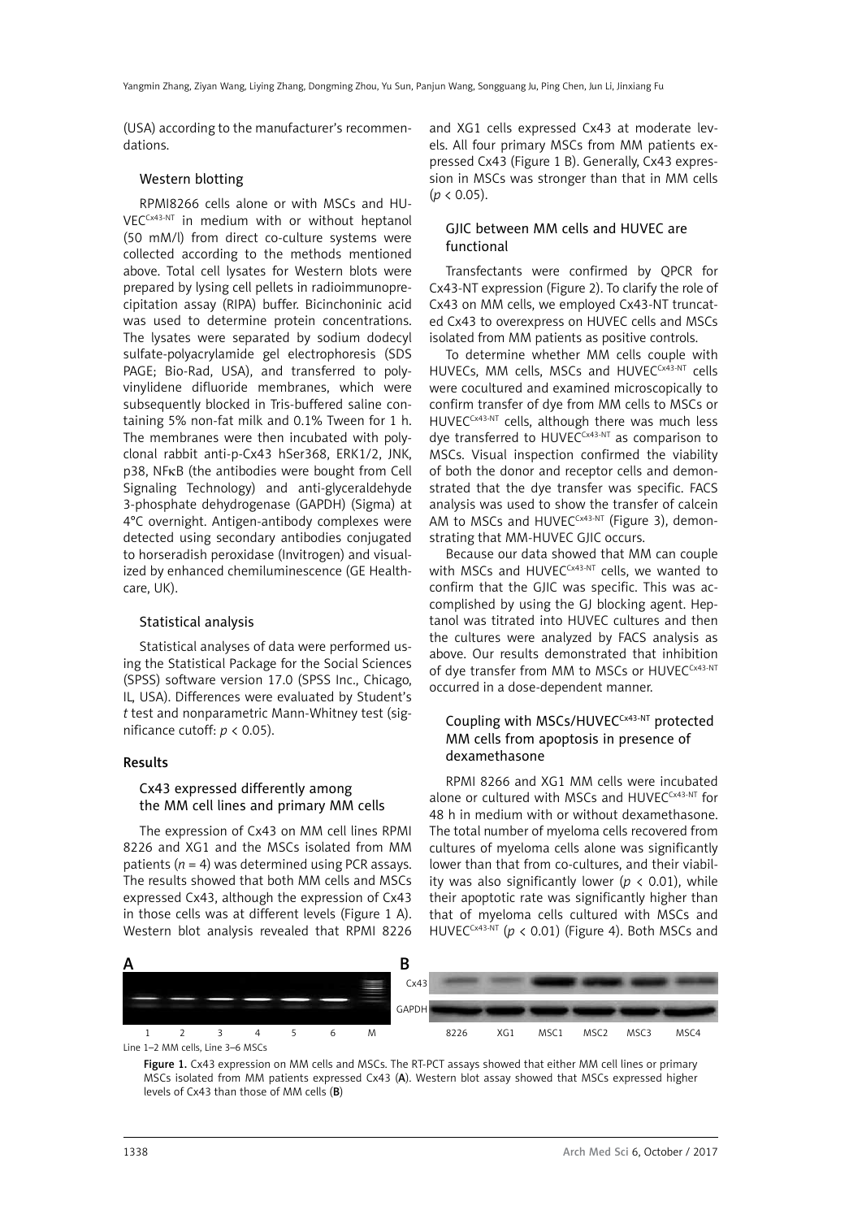(USA) according to the manufacturer's recommendations.

### Western blotting

RPMI8266 cells alone or with MSCs and HUVEC$^{Cx43\text{-}NT}$ in medium with or without heptanol (50 mM/l) from direct co-culture systems were collected according to the methods mentioned above. Total cell lysates for Western blots were prepared by lysing cell pellets in radioimmunoprecipitation assay (RIPA) buffer. Bicinchoninic acid was used to determine protein concentrations. The lysates were separated by sodium dodecyl sulfate-polyacrylamide gel electrophoresis (SDS PAGE; Bio-Rad, USA), and transferred to polyvinylidene difluoride membranes, which were subsequently blocked in Tris-buffered saline containing 5% non-fat milk and 0.1% Tween for 1 h. The membranes were then incubated with polyclonal rabbit anti-p-Cx43 hSer368, ERK1/2, JNK, p38, NFκB (the antibodies were bought from Cell Signaling Technology) and anti-glyceraldehyde 3-phosphate dehydrogenase (GAPDH) (Sigma) at 4°C overnight. Antigen-antibody complexes were detected using secondary antibodies conjugated to horseradish peroxidase (Invitrogen) and visualized by enhanced chemiluminescence (GE Healthcare, UK).

### Statistical analysis

Statistical analyses of data were performed using the Statistical Package for the Social Sciences (SPSS) software version 17.0 (SPSS Inc., Chicago, IL, USA). Differences were evaluated by Student's *t* test and nonparametric Mann-Whitney test (significance cutoff: $p < 0.05$).

## Results

### Cx43 expressed differently among the MM cell lines and primary MM cells

The expression of Cx43 on MM cell lines RPMI 8226 and XG1 and the MSCs isolated from MM patients ($n = 4$) was determined using PCR assays. The results showed that both MM cells and MSCs expressed Cx43, although the expression of Cx43 in those cells was at different levels (Figure 1 A). Western blot analysis revealed that RPMI 8226 and XG1 cells expressed Cx43 at moderate levels. All four primary MSCs from MM patients expressed Cx43 (Figure 1 B). Generally, Cx43 expression in MSCs was stronger than that in MM cells ($p < 0.05$).

### GJIC between MM cells and HUVEC are functional

Transfectants were confirmed by QPCR for Cx43-NT expression (Figure 2). To clarify the role of Cx43 on MM cells, we employed Cx43-NT truncated Cx43 to overexpress on HUVEC cells and MSCs isolated from MM patients as positive controls.

To determine whether MM cells couple with HUVECs, MM cells, MSCs and HUVEC$^{Cx43\text{-}NT}$ cells were cocultured and examined microscopically to confirm transfer of dye from MM cells to MSCs or HUVEC$^{Cx43\text{-}NT}$ cells, although there was much less dye transferred to HUVEC$^{Cx43\text{-}NT}$ as comparison to MSCs. Visual inspection confirmed the viability of both the donor and receptor cells and demonstrated that the dye transfer was specific. FACS analysis was used to show the transfer of calcein AM to MSCs and HUVEC$^{Cx43\text{-}NT}$ (Figure 3), demonstrating that MM-HUVEC GJIC occurs.

Because our data showed that MM can couple with MSCs and HUVEC$^{Cx43\text{-}NT}$ cells, we wanted to confirm that the GJIC was specific. This was accomplished by using the GJ blocking agent. Heptanol was titrated into HUVEC cultures and then the cultures were analyzed by FACS analysis as above. Our results demonstrated that inhibition of dye transfer from MM to MSCs or HUVEC$^{Cx43\text{-}NT}$ occurred in a dose-dependent manner.

### Coupling with MSCs/HUVEC$^{Cx43\text{-}NT}$ protected MM cells from apoptosis in presence of dexamethasone

RPMI 8266 and XG1 MM cells were incubated alone or cultured with MSCs and HUVEC$^{Cx43\text{-}NT}$ for 48 h in medium with or without dexamethasone. The total number of myeloma cells recovered from cultures of myeloma cells alone was significantly lower than that from co-cultures, and their viability was also significantly lower ($p < 0.01$), while their apoptotic rate was significantly higher than that of myeloma cells cultured with MSCs and HUVEC$^{Cx43\text{-}NT}$ ($p < 0.01$) (Figure 4). Both MSCs and

Line 1–2 MM cells, Line 3–6 MSCs

**Figure 1.** Cx43 expression on MM cells and MSCs. The RT-PCT assays showed that either MM cell lines or primary MSCs isolated from MM patients expressed Cx43 (**A**). Western blot assay showed that MSCs expressed higher levels of Cx43 than those of MM cells (**B**)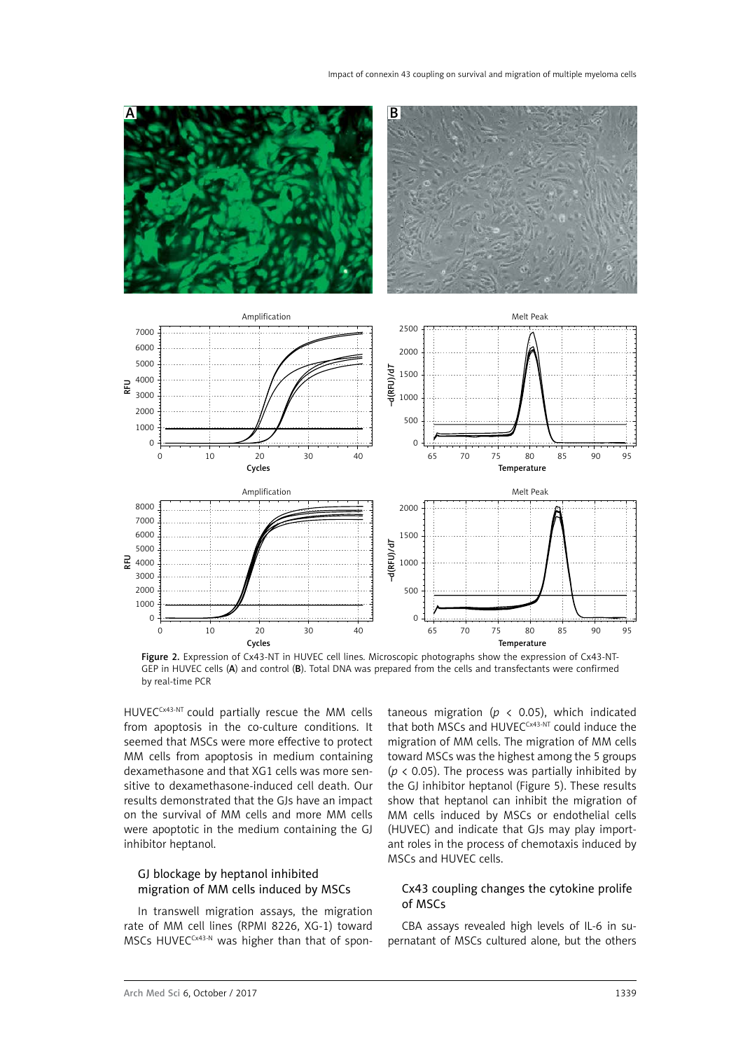Figure 2. Expression of Cx43-NT in HUVEC cell lines. Microscopic photographs show the expression of Cx43-NT-GEP in HUVEC cells (**A**) and control (**B**). Total DNA was prepared from the cells and transfectants were confirmed by real-time PCR

$HUVEC^{Cx43-NT}$ could partially rescue the MM cells from apoptosis in the co-culture conditions. It seemed that MSCs were more effective to protect MM cells from apoptosis in medium containing dexamethasone and that XG1 cells was more sensitive to dexamethasone-induced cell death. Our results demonstrated that the GJs have an impact on the survival of MM cells and more MM cells were apoptotic in the medium containing the GJ inhibitor heptanol.

### GJ blockage by heptanol inhibited migration of MM cells induced by MSCs

In transwell migration assays, the migration rate of MM cell lines (RPMI 8226, XG-1) toward MSCs $HUVEC^{Cx43-N}$ was higher than that of spontaneous migration ($p < 0.05$), which indicated that both MSCs and $HUVEC^{Cx43-NT}$ could induce the migration of MM cells. The migration of MM cells toward MSCs was the highest among the 5 groups ($p < 0.05$). The process was partially inhibited by the GJ inhibitor heptanol (Figure 5). These results show that heptanol can inhibit the migration of MM cells induced by MSCs or endothelial cells (HUVEC) and indicate that GJs may play important roles in the process of chemotaxis induced by MSCs and HUVEC cells.

### Cx43 coupling changes the cytokine prolife of MSCs

CBA assays revealed high levels of IL-6 in supernatant of MSCs cultured alone, but the others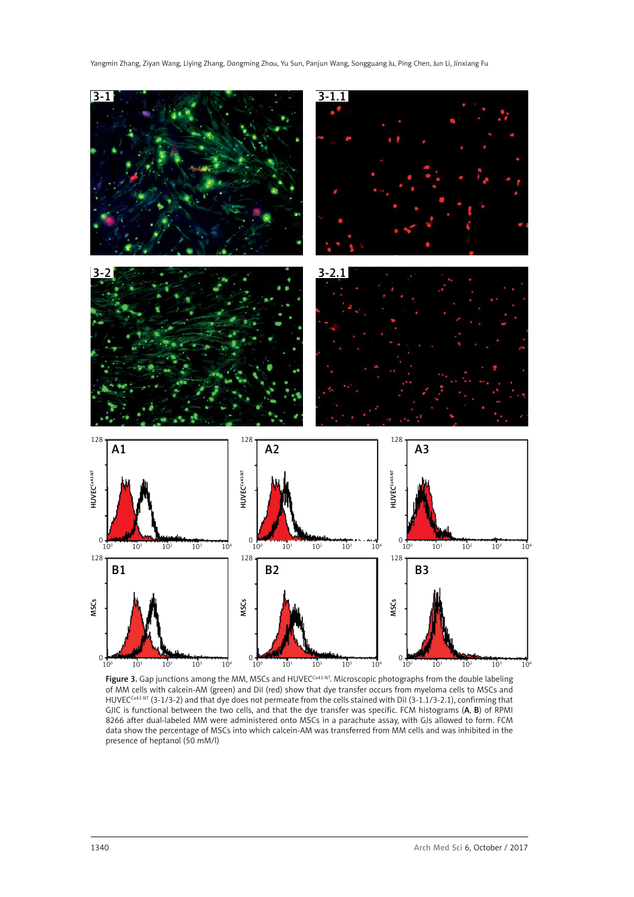Figure 3. Gap junctions among the MM, MSCs and HUVEC$^{Cx43\text{-}NT}$. Microscopic photographs from the double labeling of MM cells with calcein-AM (green) and DiI (red) show that dye transfer occurs from myeloma cells to MSCs and HUVEC$^{Cx43\text{-}NT}$ (3-1/3-2) and that dye does not permeate from the cells stained with DiI (3-1.1/3-2.1), confirming that GJIC is functional between the two cells, and that the dye transfer was specific. FCM histograms (**A**, **B**) of RPMI 8266 after dual-labeled MM were administered onto MSCs in a parachute assay, with GJs allowed to form. FCM data show the percentage of MSCs into which calcein-AM was transferred from MM cells and was inhibited in the presence of heptanol (50 mM/l)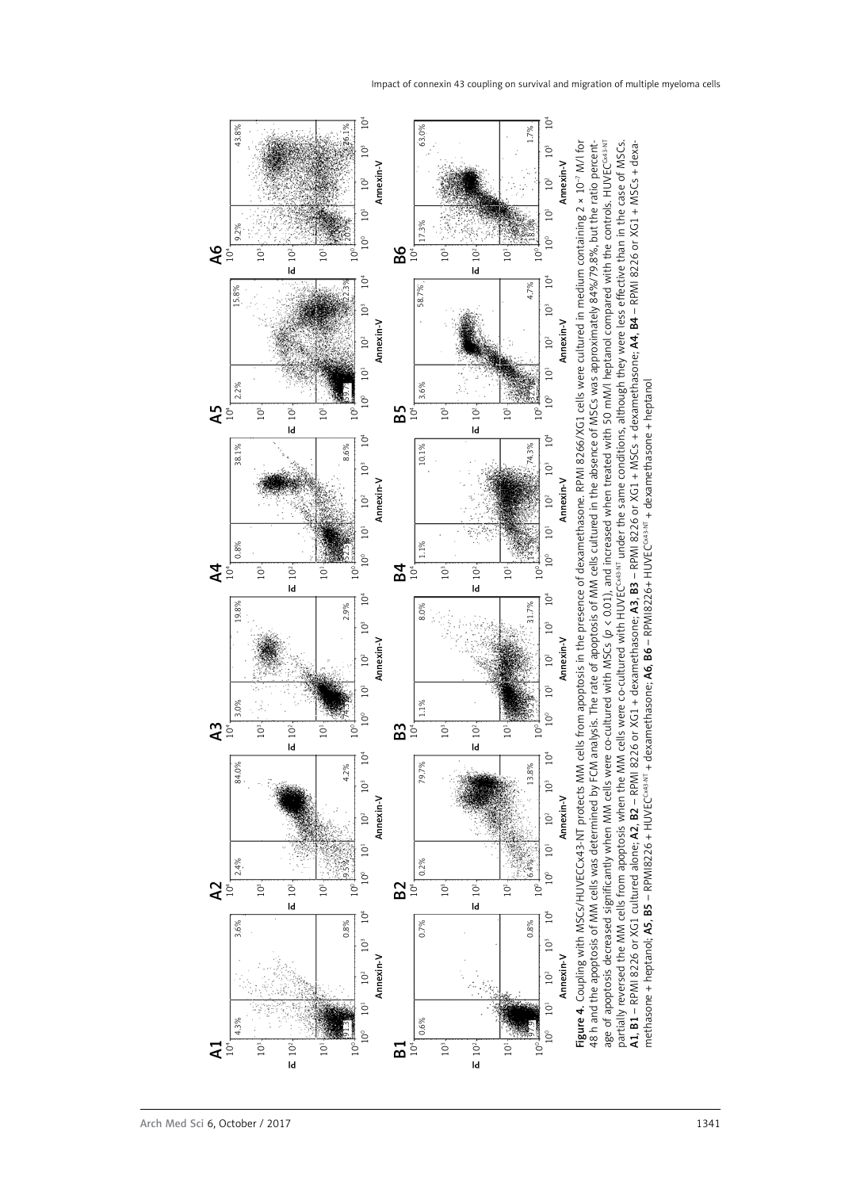**Figure 4.** Coupling with MSCs/HUVECCx43-NT protects MM cells from apoptosis in the presence of dexamethasone. RPMI 8266/XG1 cells were cultured in medium containing $2 \times 10^{-7}$ M/l for 48 h and the apoptosis of MM cells was determined by FCM analysis. The rate of apoptosis of MM cells cultured in the absence of MSCs was approximately 84%/79.8%, but the ratio percentage of apoptosis decreased significantly when MM cells were co-cultured with MSCs ($p < 0.01$), and increased when treated with 50 mM/l heptanol compared with the controls. $HUVEC^{Cx43\text{-}NT}$ partially reversed the MM cells from apoptosis when the MM cells were co-cultured with $HUVEC^{Cx43\text{-}NT}$ under the same conditions, although they were less effective than in the case of MSCs. **A1**, **B1** – RPMI 8226 or XG1 cultured alone; **A2**, **B2** – RPMI 8226 or XG1 + dexamethasone; **A3**, **B3** – RPMI 8226 or XG1 + MSCs + dexamethasone; **A4**, **B4** – RPMI 8226 or XG1 + MSCs + dexamethasone + heptanol; **A5**, **B5** – RPMI8226 + $HUVEC^{Cx43\text{-}NT}$ + dexamethasone; **A6**, **B6** – RPMI8226+ $HUVEC^{Cx43\text{-}NT}$ + dexamethasone + heptanol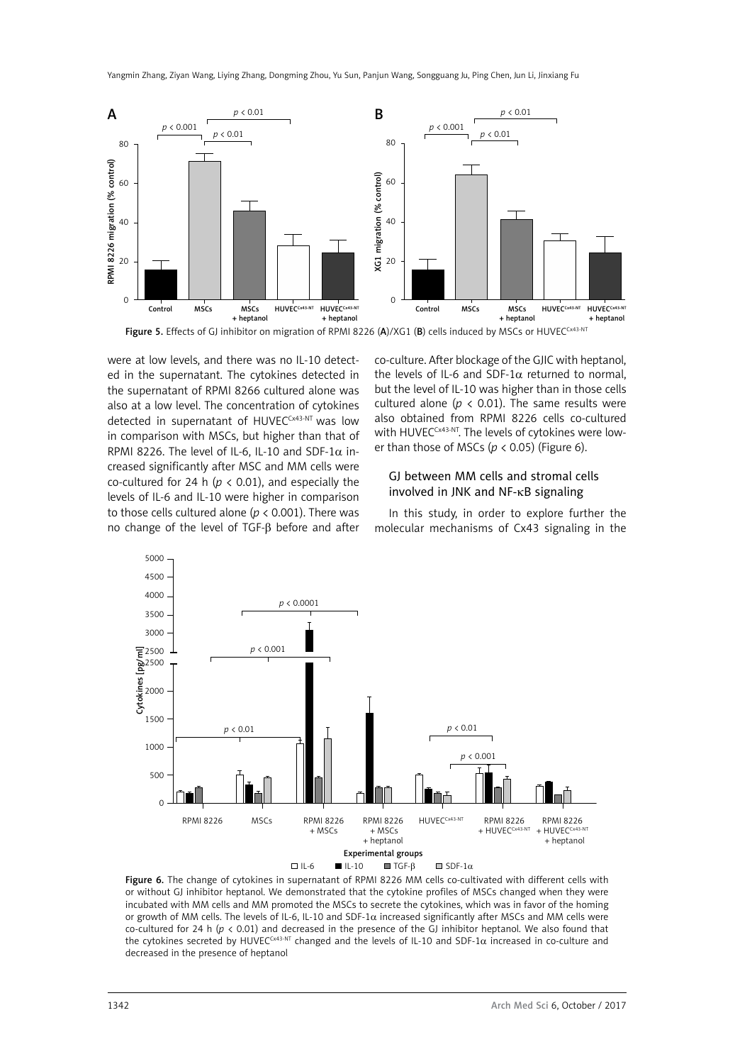Figure 5. Effects of GJ inhibitor on migration of RPMI 8226 (**A**)/XG1 (**B**) cells induced by MSCs or HUVEC$^{Cx43-NT}$

were at low levels, and there was no IL-10 detected in the supernatant. The cytokines detected in the supernatant of RPMI 8266 cultured alone was also at a low level. The concentration of cytokines detected in supernatant of HUVEC$^{Cx43-NT}$ was low in comparison with MSCs, but higher than that of RPMI 8226. The level of IL-6, IL-10 and SDF-1α increased significantly after MSC and MM cells were co-cultured for 24 h ($p < 0.01$), and especially the levels of IL-6 and IL-10 were higher in comparison to those cells cultured alone ($p < 0.001$). There was no change of the level of TGF-β before and after co-culture. After blockage of the GJIC with heptanol, the levels of IL-6 and SDF-1α returned to normal, but the level of IL-10 was higher than in those cells cultured alone ($p < 0.01$). The same results were also obtained from RPMI 8226 cells co-cultured with HUVEC$^{Cx43-NT}$. The levels of cytokines were lower than those of MSCs ($p < 0.05$) (Figure 6).

### GJ between MM cells and stromal cells involved in JNK and NF-κB signaling

In this study, in order to explore further the molecular mechanisms of Cx43 signaling in the

Figure 6. The change of cytokines in supernatant of RPMI 8226 MM cells co-cultivated with different cells with or without GJ inhibitor heptanol. We demonstrated that the cytokine profiles of MSCs changed when they were incubated with MM cells and MM promoted the MSCs to secrete the cytokines, which was in favor of the homing or growth of MM cells. The levels of IL-6, IL-10 and SDF-1α increased significantly after MSCs and MM cells were co-cultured for 24 h ($p < 0.01$) and decreased in the presence of the GJ inhibitor heptanol. We also found that the cytokines secreted by HUVEC$^{Cx43-NT}$ changed and the levels of IL-10 and SDF-1α increased in co-culture and decreased in the presence of heptanol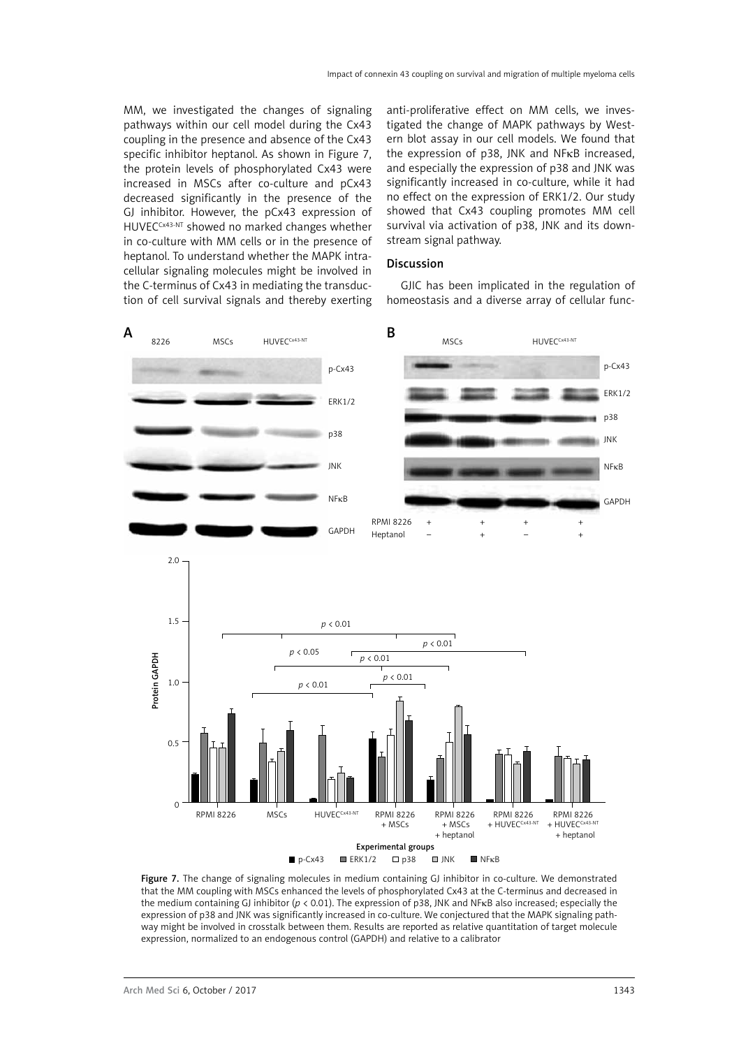MM, we investigated the changes of signaling pathways within our cell model during the Cx43 coupling in the presence and absence of the Cx43 specific inhibitor heptanol. As shown in Figure 7, the protein levels of phosphorylated Cx43 were increased in MSCs after co-culture and pCx43 decreased significantly in the presence of the GJ inhibitor. However, the pCx43 expression of $HUVEC^{Cx43-NT}$ showed no marked changes whether in co-culture with MM cells or in the presence of heptanol. To understand whether the MAPK intracellular signaling molecules might be involved in the C-terminus of Cx43 in mediating the transduction of cell survival signals and thereby exerting anti-proliferative effect on MM cells, we investigated the change of MAPK pathways by Western blot assay in our cell models. We found that the expression of p38, JNK and NFκB increased, and especially the expression of p38 and JNK was significantly increased in co-culture, while it had no effect on the expression of ERK1/2. Our study showed that Cx43 coupling promotes MM cell survival via activation of p38, JNK and its downstream signal pathway.

## Discussion

GJIC has been implicated in the regulation of homeostasis and a diverse array of cellular func-

Figure 7. The change of signaling molecules in medium containing GJ inhibitor in co-culture. We demonstrated that the MM coupling with MSCs enhanced the levels of phosphorylated Cx43 at the C-terminus and decreased in the medium containing GJ inhibitor ($p < 0.01$). The expression of p38, JNK and NFκB also increased; especially the expression of p38 and JNK was significantly increased in co-culture. We conjectured that the MAPK signaling pathway might be involved in crosstalk between them. Results are reported as relative quantitation of target molecule expression, normalized to an endogenous control (GAPDH) and relative to a calibrator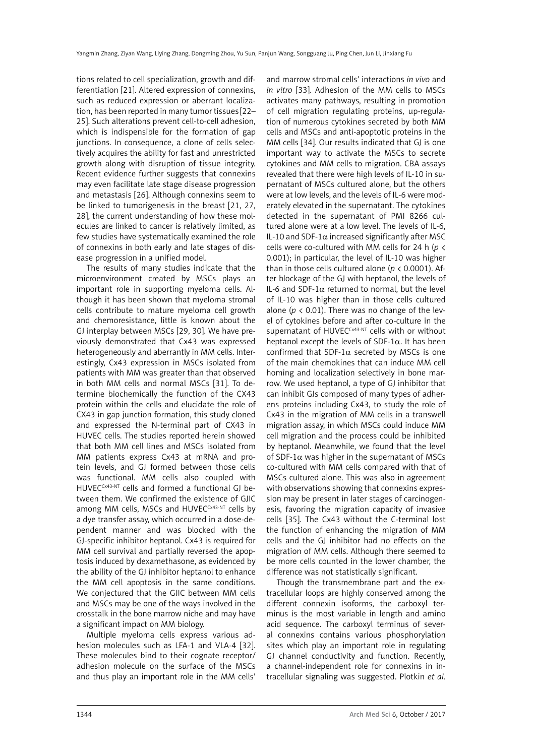tions related to cell specialization, growth and differentiation [21]. Altered expression of connexins, such as reduced expression or aberrant localization, has been reported in many tumor tissues [22–25]. Such alterations prevent cell-to-cell adhesion, which is indispensible for the formation of gap junctions. In consequence, a clone of cells selectively acquires the ability for fast and unrestricted growth along with disruption of tissue integrity. Recent evidence further suggests that connexins may even facilitate late stage disease progression and metastasis [26]. Although connexins seem to be linked to tumorigenesis in the breast [21, 27, 28], the current understanding of how these molecules are linked to cancer is relatively limited, as few studies have systematically examined the role of connexins in both early and late stages of disease progression in a unified model.

The results of many studies indicate that the microenvironment created by MSCs plays an important role in supporting myeloma cells. Although it has been shown that myeloma stromal cells contribute to mature myeloma cell growth and chemoresistance, little is known about the GJ interplay between MSCs [29, 30]. We have previously demonstrated that Cx43 was expressed heterogeneously and aberrantly in MM cells. Interestingly, Cx43 expression in MSCs isolated from patients with MM was greater than that observed in both MM cells and normal MSCs [31]. To determine biochemically the function of the CX43 protein within the cells and elucidate the role of CX43 in gap junction formation, this study cloned and expressed the N-terminal part of CX43 in HUVEC cells. The studies reported herein showed that both MM cell lines and MSCs isolated from MM patients express Cx43 at mRNA and protein levels, and GJ formed between those cells was functional. MM cells also coupled with HUVEC$^{Cx43\text{-}NT}$ cells and formed a functional GJ between them. We confirmed the existence of GJIC among MM cells, MSCs and HUVEC$^{Cx43\text{-}NT}$ cells by a dye transfer assay, which occurred in a dose-dependent manner and was blocked with the GJ-specific inhibitor heptanol. Cx43 is required for MM cell survival and partially reversed the apoptosis induced by dexamethasone, as evidenced by the ability of the GJ inhibitor heptanol to enhance the MM cell apoptosis in the same conditions. We conjectured that the GJIC between MM cells and MSCs may be one of the ways involved in the crosstalk in the bone marrow niche and may have a significant impact on MM biology.

Multiple myeloma cells express various adhesion molecules such as LFA-1 and VLA-4 [32]. These molecules bind to their cognate receptor/adhesion molecule on the surface of the MSCs and thus play an important role in the MM cells' and marrow stromal cells' interactions *in vivo* and *in vitro* [33]. Adhesion of the MM cells to MSCs activates many pathways, resulting in promotion of cell migration regulating proteins, up-regulation of numerous cytokines secreted by both MM cells and MSCs and anti-apoptotic proteins in the MM cells [34]. Our results indicated that GJ is one important way to activate the MSCs to secrete cytokines and MM cells to migration. CBA assays revealed that there were high levels of IL-10 in supernatant of MSCs cultured alone, but the others were at low levels, and the levels of IL-6 were moderately elevated in the supernatant. The cytokines detected in the supernatant of PMI 8266 cultured alone were at a low level. The levels of IL-6, IL-10 and SDF-1α increased significantly after MSC cells were co-cultured with MM cells for 24 h ($p < 0.001$); in particular, the level of IL-10 was higher than in those cells cultured alone ($p < 0.0001$). After blockage of the GJ with heptanol, the levels of IL-6 and SDF-1α returned to normal, but the level of IL-10 was higher than in those cells cultured alone ($p < 0.01$). There was no change of the level of cytokines before and after co-culture in the supernatant of HUVEC$^{Cx43\text{-}NT}$ cells with or without heptanol except the levels of SDF-1α. It has been confirmed that SDF-1α secreted by MSCs is one of the main chemokines that can induce MM cell homing and localization selectively in bone marrow. We used heptanol, a type of GJ inhibitor that can inhibit GJs composed of many types of adherens proteins including Cx43, to study the role of Cx43 in the migration of MM cells in a transwell migration assay, in which MSCs could induce MM cell migration and the process could be inhibited by heptanol. Meanwhile, we found that the level of SDF-1α was higher in the supernatant of MSCs co-cultured with MM cells compared with that of MSCs cultured alone. This was also in agreement with observations showing that connexins expression may be present in later stages of carcinogenesis, favoring the migration capacity of invasive cells [35]. The Cx43 without the C-terminal lost the function of enhancing the migration of MM cells and the GJ inhibitor had no effects on the migration of MM cells. Although there seemed to be more cells counted in the lower chamber, the difference was not statistically significant.

Though the transmembrane part and the extracellular loops are highly conserved among the different connexin isoforms, the carboxyl terminus is the most variable in length and amino acid sequence. The carboxyl terminus of several connexins contains various phosphorylation sites which play an important role in regulating GJ channel conductivity and function. Recently, a channel-independent role for connexins in intracellular signaling was suggested. Plotkin *et al.*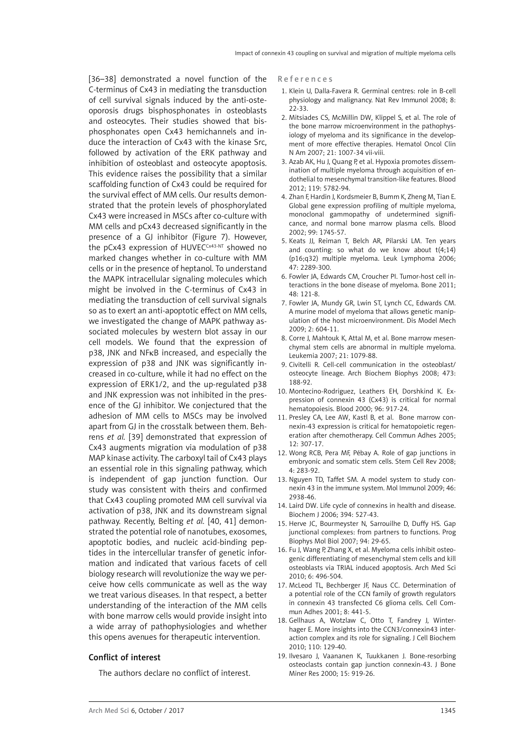[36–38] demonstrated a novel function of the C-terminus of Cx43 in mediating the transduction of cell survival signals induced by the anti-osteoporosis drugs bisphosphonates in osteoblasts and osteocytes. Their studies showed that bisphosphonates open Cx43 hemichannels and induce the interaction of Cx43 with the kinase Src, followed by activation of the ERK pathway and inhibition of osteoblast and osteocyte apoptosis. This evidence raises the possibility that a similar scaffolding function of Cx43 could be required for the survival effect of MM cells. Our results demonstrated that the protein levels of phosphorylated Cx43 were increased in MSCs after co-culture with MM cells and pCx43 decreased significantly in the presence of a GJ inhibitor (Figure 7). However, the pCx43 expression of HUVEC$^{Cx43\text{-}NT}$ showed no marked changes whether in co-culture with MM cells or in the presence of heptanol. To understand the MAPK intracellular signaling molecules which might be involved in the C-terminus of Cx43 in mediating the transduction of cell survival signals so as to exert an anti-apoptotic effect on MM cells, we investigated the change of MAPK pathway associated molecules by western blot assay in our cell models. We found that the expression of p38, JNK and NFκB increased, and especially the expression of p38 and JNK was significantly increased in co-culture, while it had no effect on the expression of ERK1/2, and the up-regulated p38 and JNK expression was not inhibited in the presence of the GJ inhibitor. We conjectured that the adhesion of MM cells to MSCs may be involved apart from GJ in the crosstalk between them. Behrens *et al.* [39] demonstrated that expression of Cx43 augments migration via modulation of p38 MAP kinase activity. The carboxyl tail of Cx43 plays an essential role in this signaling pathway, which is independent of gap junction function. Our study was consistent with theirs and confirmed that Cx43 coupling promoted MM cell survival via activation of p38, JNK and its downstream signal pathway. Recently, Belting *et al.* [40, 41] demonstrated the potential role of nanotubes, exosomes, apoptotic bodies, and nucleic acid-binding peptides in the intercellular transfer of genetic information and indicated that various facets of cell biology research will revolutionize the way we perceive how cells communicate as well as the way we treat various diseases. In that respect, a better understanding of the interaction of the MM cells with bone marrow cells would provide insight into a wide array of pathophysiologies and whether this opens avenues for therapeutic intervention.

### Conflict of interest

The authors declare no conflict of interest.

### References

1. Klein U, Dalla-Favera R. Germinal centres: role in B-cell physiology and malignancy. Nat Rev Immunol 2008; 8: 22-33.
2. Mitsiades CS, McMillin DW, Klippel S, et al. The role of the bone marrow microenvironment in the pathophysiology of myeloma and its significance in the development of more effective therapies. Hematol Oncol Clin N Am 2007; 21: 1007-34 vii-viii.
3. Azab AK, Hu J, Quang P, et al. Hypoxia promotes dissemination of multiple myeloma through acquisition of endothelial to mesenchymal transition-like features. Blood 2012; 119: 5782-94.
4. Zhan F, Hardin J, Kordsmeier B, Bumm K, Zheng M, Tian E. Global gene expression profiling of multiple myeloma, monoclonal gammopathy of undetermined significance, and normal bone marrow plasma cells. Blood 2002; 99: 1745-57.
5. Keats JJ, Reiman T, Belch AR, Pilarski LM. Ten years and counting: so what do we know about t(4;14)(p16;q32) multiple myeloma. Leuk Lymphoma 2006; 47: 2289-300.
6. Fowler JA, Edwards CM, Croucher PI. Tumor-host cell interactions in the bone disease of myeloma. Bone 2011; 48: 121-8.
7. Fowler JA, Mundy GR, Lwin ST, Lynch CC, Edwards CM. A murine model of myeloma that allows genetic manipulation of the host microenvironment. Dis Model Mech 2009; 2: 604-11.
8. Corre J, Mahtouk K, Attal M, et al. Bone marrow mesenchymal stem cells are abnormal in multiple myeloma. Leukemia 2007; 21: 1079-88.
9. Civitelli R. Cell-cell communication in the osteoblast/osteocyte lineage. Arch Biochem Biophys 2008; 473: 188-92.
10. Montecino-Rodriguez, Leathers EH, Dorshkind K. Expression of connexin 43 (Cx43) is critical for normal hematopoiesis. Blood 2000; 96: 917-24.
11. Presley CA, Lee AW, Kastl B, et al. Bone marrow connexin-43 expression is critical for hematopoietic regeneration after chemotherapy. Cell Commun Adhes 2005; 12: 307-17.
12. Wong RCB, Pera MF, Pébay A. Role of gap junctions in embryonic and somatic stem cells. Stem Cell Rev 2008; 4: 283-92.
13. Nguyen TD, Taffet SM. A model system to study connexin 43 in the immune system. Mol Immunol 2009; 46: 2938-46.
14. Laird DW. Life cycle of connexins in health and disease. Biochem J 2006; 394: 527-43.
15. Herve JC, Bourmeyster N, Sarrouilhe D, Duffy HS. Gap junctional complexes: from partners to functions. Prog Biophys Mol Biol 2007; 94: 29-65.
16. Fu J, Wang P, Zhang X, et al. Myeloma cells inhibit osteogenic differentiating of mesenchymal stem cells and kill osteoblasts via TRIAL induced apoptosis. Arch Med Sci 2010; 6: 496-504.
17. McLeod TL, Bechberger JF, Naus CC. Determination of a potential role of the CCN family of growth regulators in connexin 43 transfected C6 glioma cells. Cell Commun Adhes 2001; 8: 441-5.
18. Gellhaus A, Wotzlaw C, Otto T, Fandrey J, Winterhager E. More insights into the CCN3/connexin43 interaction complex and its role for signaling. J Cell Biochem 2010; 110: 129-40.
19. Ilvesaro J, Vaananen K, Tuukkanen J. Bone-resorbing osteoclasts contain gap junction connexin-43. J Bone Miner Res 2000; 15: 919-26.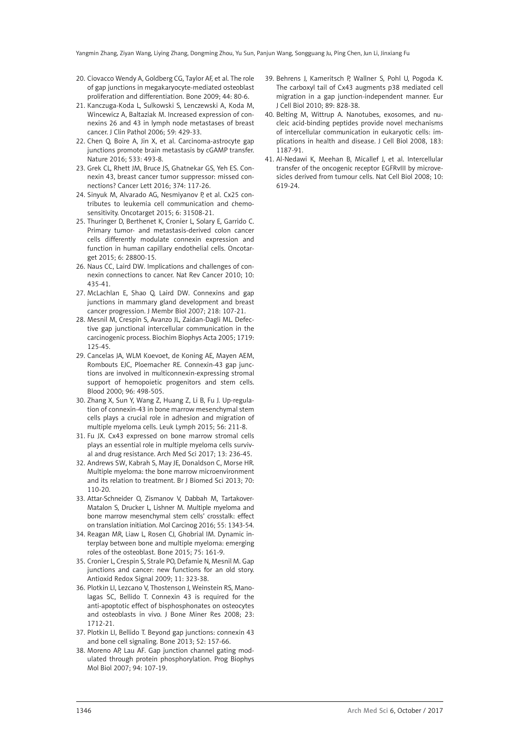20. Ciovacco Wendy A, Goldberg CG, Taylor AF, et al. The role of gap junctions in megakaryocyte-mediated osteoblast proliferation and differentiation. Bone 2009; 44: 80-6.
21. Kanczuga-Koda L, Sulkowski S, Lenczewski A, Koda M, Wincewicz A, Baltaziak M. Increased expression of connexins 26 and 43 in lymph node metastases of breast cancer. J Clin Pathol 2006; 59: 429-33.
22. Chen Q, Boire A, Jin X, et al. Carcinoma-astrocyte gap junctions promote brain metastasis by cGAMP transfer. Nature 2016; 533: 493-8.
23. Grek CL, Rhett JM, Bruce JS, Ghatnekar GS, Yeh ES. Connexin 43, breast cancer tumor suppressor: missed connections? Cancer Lett 2016; 374: 117-26.
24. Sinyuk M, Alvarado AG, Nesmiyanov P, et al. Cx25 contributes to leukemia cell communication and chemosensitivity. Oncotarget 2015; 6: 31508-21.
25. Thuringer D, Berthenet K, Cronier L, Solary E, Garrido C. Primary tumor- and metastasis-derived colon cancer cells differently modulate connexin expression and function in human capillary endothelial cells. Oncotarget 2015; 6: 28800-15.
26. Naus CC, Laird DW. Implications and challenges of connexin connections to cancer. Nat Rev Cancer 2010; 10: 435-41.
27. McLachlan E, Shao Q, Laird DW. Connexins and gap junctions in mammary gland development and breast cancer progression. J Membr Biol 2007; 218: 107-21.
28. Mesnil M, Crespin S, Avanzo JL, Zaidan-Dagli ML. Defective gap junctional intercellular communication in the carcinogenic process. Biochim Biophys Acta 2005; 1719: 125-45.
29. Cancelas JA, WLM Koevoet, de Koning AE, Mayen AEM, Rombouts EJC, Ploemacher RE. Connexin-43 gap junctions are involved in multiconnexin-expressing stromal support of hemopoietic progenitors and stem cells. Blood 2000; 96: 498-505.
30. Zhang X, Sun Y, Wang Z, Huang Z, Li B, Fu J. Up-regulation of connexin-43 in bone marrow mesenchymal stem cells plays a crucial role in adhesion and migration of multiple myeloma cells. Leuk Lymph 2015; 56: 211-8.
31. Fu JX. Cx43 expressed on bone marrow stromal cells plays an essential role in multiple myeloma cells survival and drug resistance. Arch Med Sci 2017; 13: 236-45.
32. Andrews SW, Kabrah S, May JE, Donaldson C, Morse HR. Multiple myeloma: the bone marrow microenvironment and its relation to treatment. Br J Biomed Sci 2013; 70: 110-20.
33. Attar-Schneider O, Zismanov V, Dabbah M, Tartakover-Matalon S, Drucker L, Lishner M. Multiple myeloma and bone marrow mesenchymal stem cells' crosstalk: effect on translation initiation. Mol Carcinog 2016; 55: 1343-54.
34. Reagan MR, Liaw L, Rosen CJ, Ghobrial IM. Dynamic interplay between bone and multiple myeloma: emerging roles of the osteoblast. Bone 2015; 75: 161-9.
35. Cronier L, Crespin S, Strale PO, Defamie N, Mesnil M. Gap junctions and cancer: new functions for an old story. Antioxid Redox Signal 2009; 11: 323-38.
36. Plotkin LI, Lezcano V, Thostenson J, Weinstein RS, Manolagas SC, Bellido T. Connexin 43 is required for the anti-apoptotic effect of bisphosphonates on osteocytes and osteoblasts in vivo. J Bone Miner Res 2008; 23: 1712-21.
37. Plotkin LI, Bellido T. Beyond gap junctions: connexin 43 and bone cell signaling. Bone 2013; 52: 157-66.
38. Moreno AP, Lau AF. Gap junction channel gating modulated through protein phosphorylation. Prog Biophys Mol Biol 2007; 94: 107-19.
39. Behrens J, Kameritsch P, Wallner S, Pohl U, Pogoda K. The carboxyl tail of Cx43 augments p38 mediated cell migration in a gap junction-independent manner. Eur J Cell Biol 2010; 89: 828-38.
40. Belting M, Wittrup A. Nanotubes, exosomes, and nucleic acid-binding peptides provide novel mechanisms of intercellular communication in eukaryotic cells: implications in health and disease. J Cell Biol 2008, 183: 1187-91.
41. Al-Nedawi K, Meehan B, Micallef J, et al. Intercellular transfer of the oncogenic receptor EGFRvIII by microvesicles derived from tumour cells. Nat Cell Biol 2008; 10: 619-24.